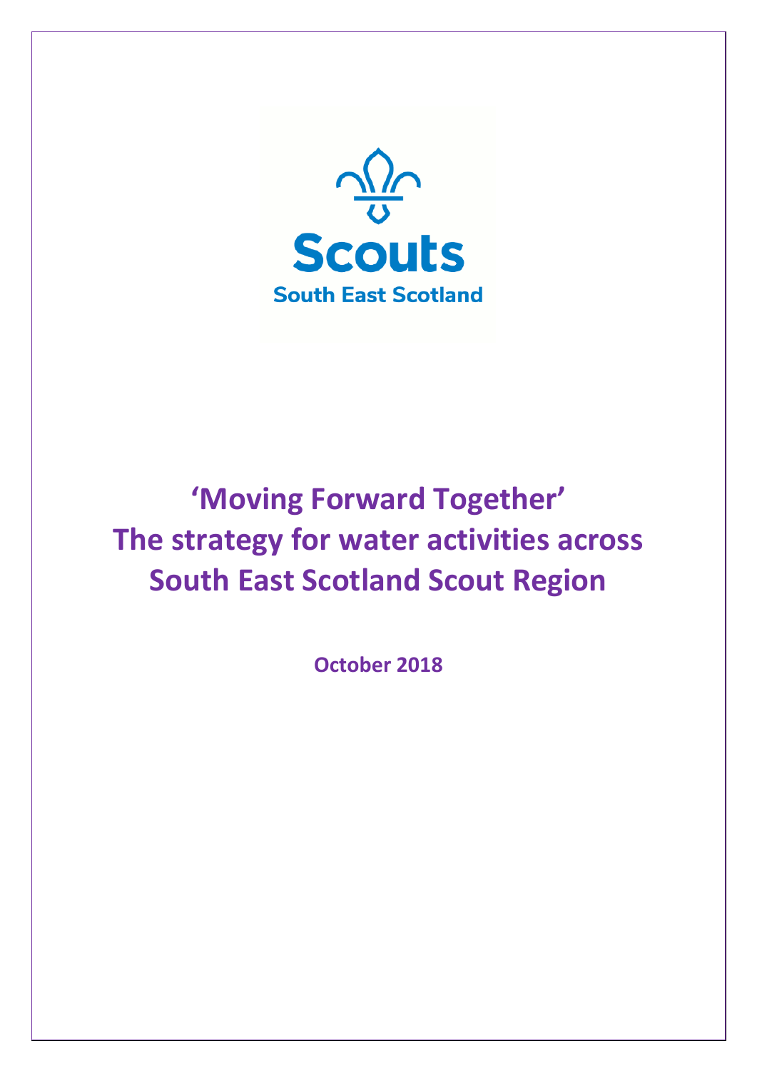Scouts

South East Scotland

# 'Moving Forward Together'
# The strategy for water activities across South East Scotland Scout Region

**October 2018**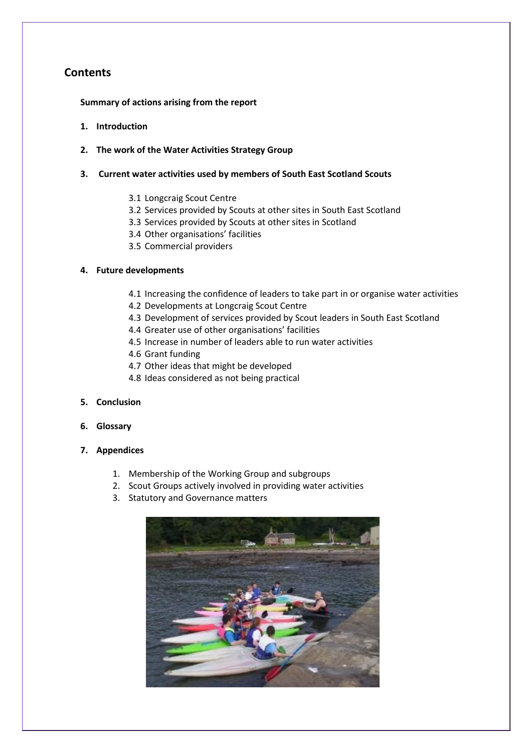## Contents

**Summary of actions arising from the report**

1. **Introduction**
2. **The work of the Water Activities Strategy Group**
3. **Current water activities used by members of South East Scotland Scouts**
    - 3.1 Longcraig Scout Centre
    - 3.2 Services provided by Scouts at other sites in South East Scotland
    - 3.3 Services provided by Scouts at other sites in Scotland
    - 3.4 Other organisations' facilities
    - 3.5 Commercial providers
4. **Future developments**
    - 4.1 Increasing the confidence of leaders to take part in or organise water activities
    - 4.2 Developments at Longcraig Scout Centre
    - 4.3 Development of services provided by Scout leaders in South East Scotland
    - 4.4 Greater use of other organisations' facilities
    - 4.5 Increase in number of leaders able to run water activities
    - 4.6 Grant funding
    - 4.7 Other ideas that might be developed
    - 4.8 Ideas considered as not being practical
5. **Conclusion**
6. **Glossary**
7. **Appendices**
    1. Membership of the Working Group and subgroups
    2. Scout Groups actively involved in providing water activities
    3. Statutory and Governance matters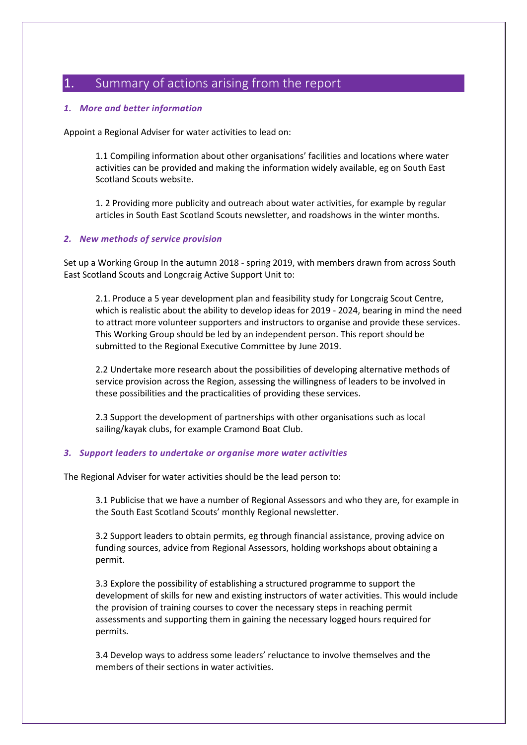# 1. Summary of actions arising from the report

### *1. More and better information*

Appoint a Regional Adviser for water activities to lead on:

1.1 Compiling information about other organisations' facilities and locations where water activities can be provided and making the information widely available, eg on South East Scotland Scouts website.

1. 2 Providing more publicity and outreach about water activities, for example by regular articles in South East Scotland Scouts newsletter, and roadshows in the winter months.

### *2. New methods of service provision*

Set up a Working Group In the autumn 2018 - spring 2019, with members drawn from across South East Scotland Scouts and Longcraig Active Support Unit to:

2.1. Produce a 5 year development plan and feasibility study for Longcraig Scout Centre, which is realistic about the ability to develop ideas for 2019 - 2024, bearing in mind the need to attract more volunteer supporters and instructors to organise and provide these services. This Working Group should be led by an independent person. This report should be submitted to the Regional Executive Committee by June 2019.

2.2 Undertake more research about the possibilities of developing alternative methods of service provision across the Region, assessing the willingness of leaders to be involved in these possibilities and the practicalities of providing these services.

2.3 Support the development of partnerships with other organisations such as local sailing/kayak clubs, for example Cramond Boat Club.

### *3. Support leaders to undertake or organise more water activities*

The Regional Adviser for water activities should be the lead person to:

3.1 Publicise that we have a number of Regional Assessors and who they are, for example in the South East Scotland Scouts' monthly Regional newsletter.

3.2 Support leaders to obtain permits, eg through financial assistance, proving advice on funding sources, advice from Regional Assessors, holding workshops about obtaining a permit.

3.3 Explore the possibility of establishing a structured programme to support the development of skills for new and existing instructors of water activities. This would include the provision of training courses to cover the necessary steps in reaching permit assessments and supporting them in gaining the necessary logged hours required for permits.

3.4 Develop ways to address some leaders' reluctance to involve themselves and the members of their sections in water activities.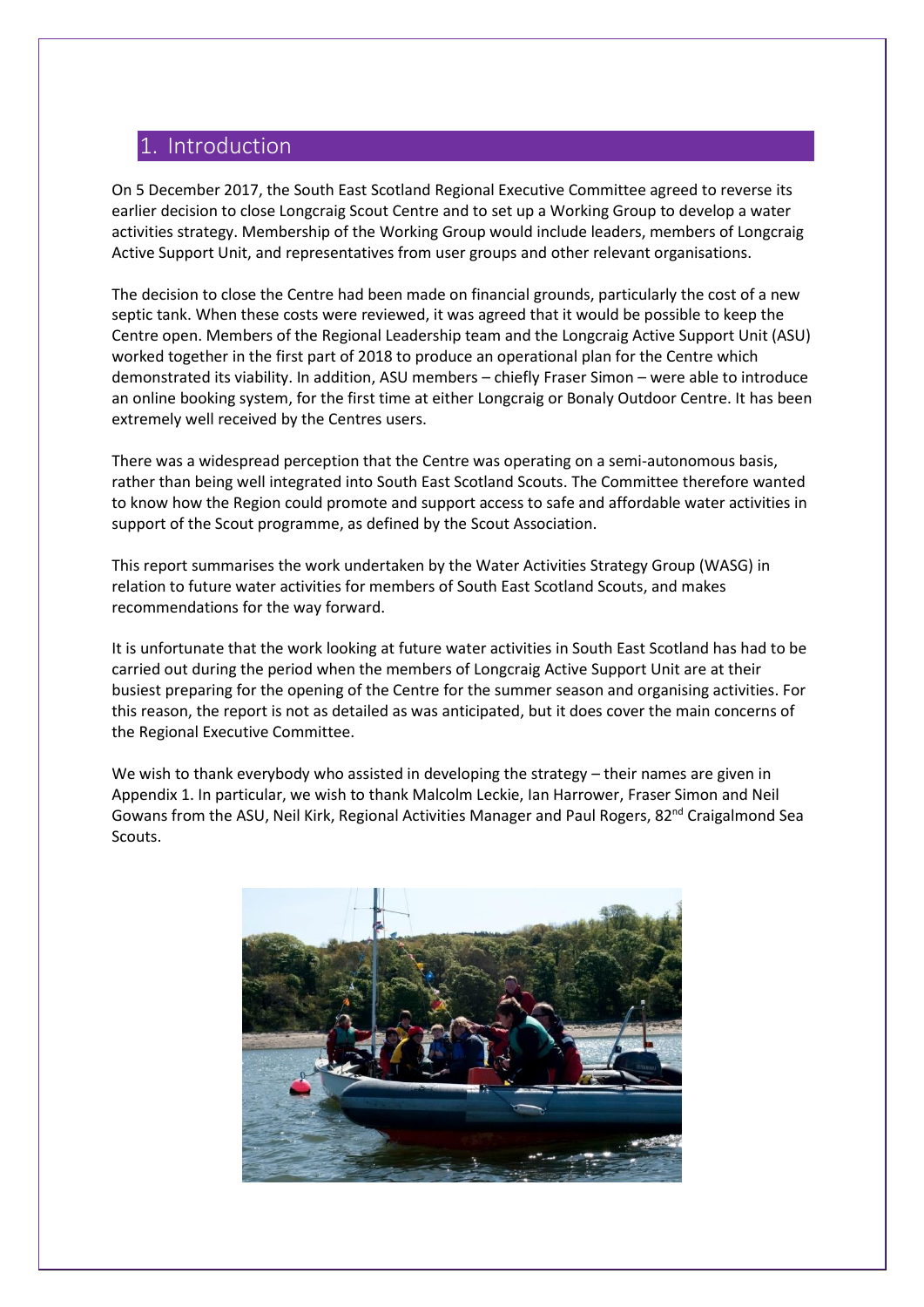# 1. Introduction

On 5 December 2017, the South East Scotland Regional Executive Committee agreed to reverse its earlier decision to close Longcraig Scout Centre and to set up a Working Group to develop a water activities strategy. Membership of the Working Group would include leaders, members of Longcraig Active Support Unit, and representatives from user groups and other relevant organisations.

The decision to close the Centre had been made on financial grounds, particularly the cost of a new septic tank. When these costs were reviewed, it was agreed that it would be possible to keep the Centre open. Members of the Regional Leadership team and the Longcraig Active Support Unit (ASU) worked together in the first part of 2018 to produce an operational plan for the Centre which demonstrated its viability. In addition, ASU members – chiefly Fraser Simon – were able to introduce an online booking system, for the first time at either Longcraig or Bonaly Outdoor Centre. It has been extremely well received by the Centres users.

There was a widespread perception that the Centre was operating on a semi-autonomous basis, rather than being well integrated into South East Scotland Scouts. The Committee therefore wanted to know how the Region could promote and support access to safe and affordable water activities in support of the Scout programme, as defined by the Scout Association.

This report summarises the work undertaken by the Water Activities Strategy Group (WASG) in relation to future water activities for members of South East Scotland Scouts, and makes recommendations for the way forward.

It is unfortunate that the work looking at future water activities in South East Scotland has had to be carried out during the period when the members of Longcraig Active Support Unit are at their busiest preparing for the opening of the Centre for the summer season and organising activities. For this reason, the report is not as detailed as was anticipated, but it does cover the main concerns of the Regional Executive Committee.

We wish to thank everybody who assisted in developing the strategy – their names are given in Appendix 1. In particular, we wish to thank Malcolm Leckie, Ian Harrower, Fraser Simon and Neil Gowans from the ASU, Neil Kirk, Regional Activities Manager and Paul Rogers, 82nd Craigalmond Sea Scouts.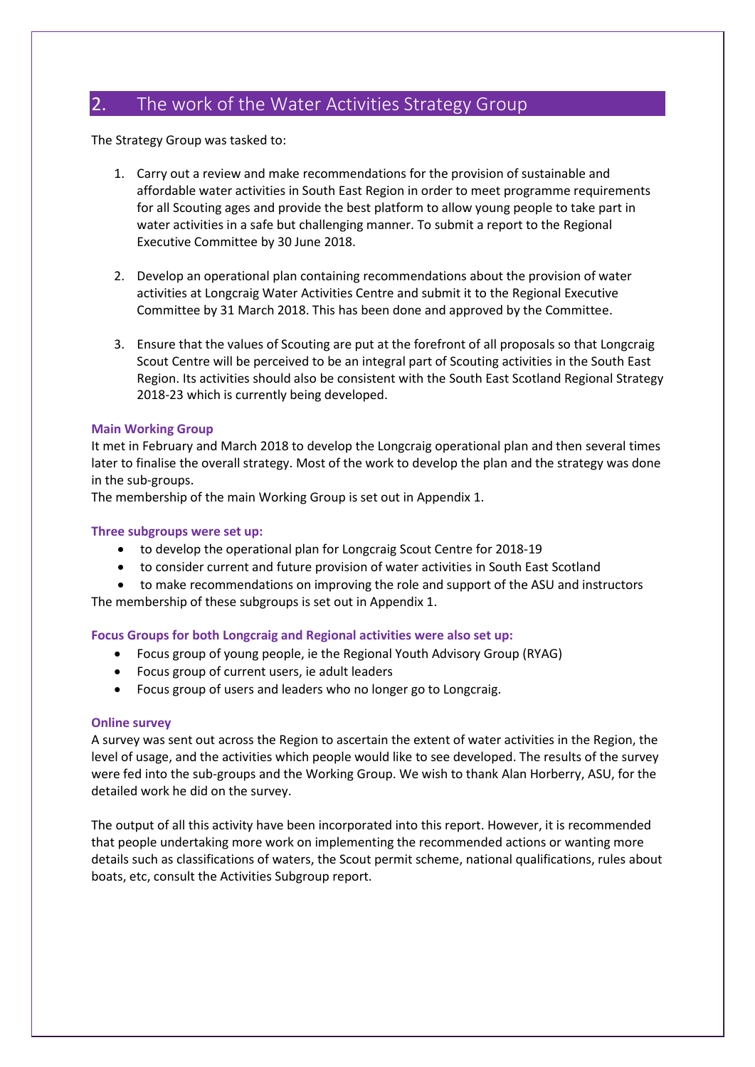## 2. The work of the Water Activities Strategy Group

The Strategy Group was tasked to:

1. Carry out a review and make recommendations for the provision of sustainable and affordable water activities in South East Region in order to meet programme requirements for all Scouting ages and provide the best platform to allow young people to take part in water activities in a safe but challenging manner. To submit a report to the Regional Executive Committee by 30 June 2018.

2. Develop an operational plan containing recommendations about the provision of water activities at Longcraig Water Activities Centre and submit it to the Regional Executive Committee by 31 March 2018. This has been done and approved by the Committee.

3. Ensure that the values of Scouting are put at the forefront of all proposals so that Longcraig Scout Centre will be perceived to be an integral part of Scouting activities in the South East Region. Its activities should also be consistent with the South East Scotland Regional Strategy 2018-23 which is currently being developed.

#### Main Working Group

It met in February and March 2018 to develop the Longcraig operational plan and then several times later to finalise the overall strategy. Most of the work to develop the plan and the strategy was done in the sub-groups.
The membership of the main Working Group is set out in Appendix 1.

#### Three subgroups were set up:

- to develop the operational plan for Longcraig Scout Centre for 2018-19
- to consider current and future provision of water activities in South East Scotland
- to make recommendations on improving the role and support of the ASU and instructors

The membership of these subgroups is set out in Appendix 1.

#### Focus Groups for both Longcraig and Regional activities were also set up:

- Focus group of young people, ie the Regional Youth Advisory Group (RYAG)
- Focus group of current users, ie adult leaders
- Focus group of users and leaders who no longer go to Longcraig.

#### Online survey

A survey was sent out across the Region to ascertain the extent of water activities in the Region, the level of usage, and the activities which people would like to see developed. The results of the survey were fed into the sub-groups and the Working Group. We wish to thank Alan Horberry, ASU, for the detailed work he did on the survey.

The output of all this activity have been incorporated into this report. However, it is recommended that people undertaking more work on implementing the recommended actions or wanting more details such as classifications of waters, the Scout permit scheme, national qualifications, rules about boats, etc, consult the Activities Subgroup report.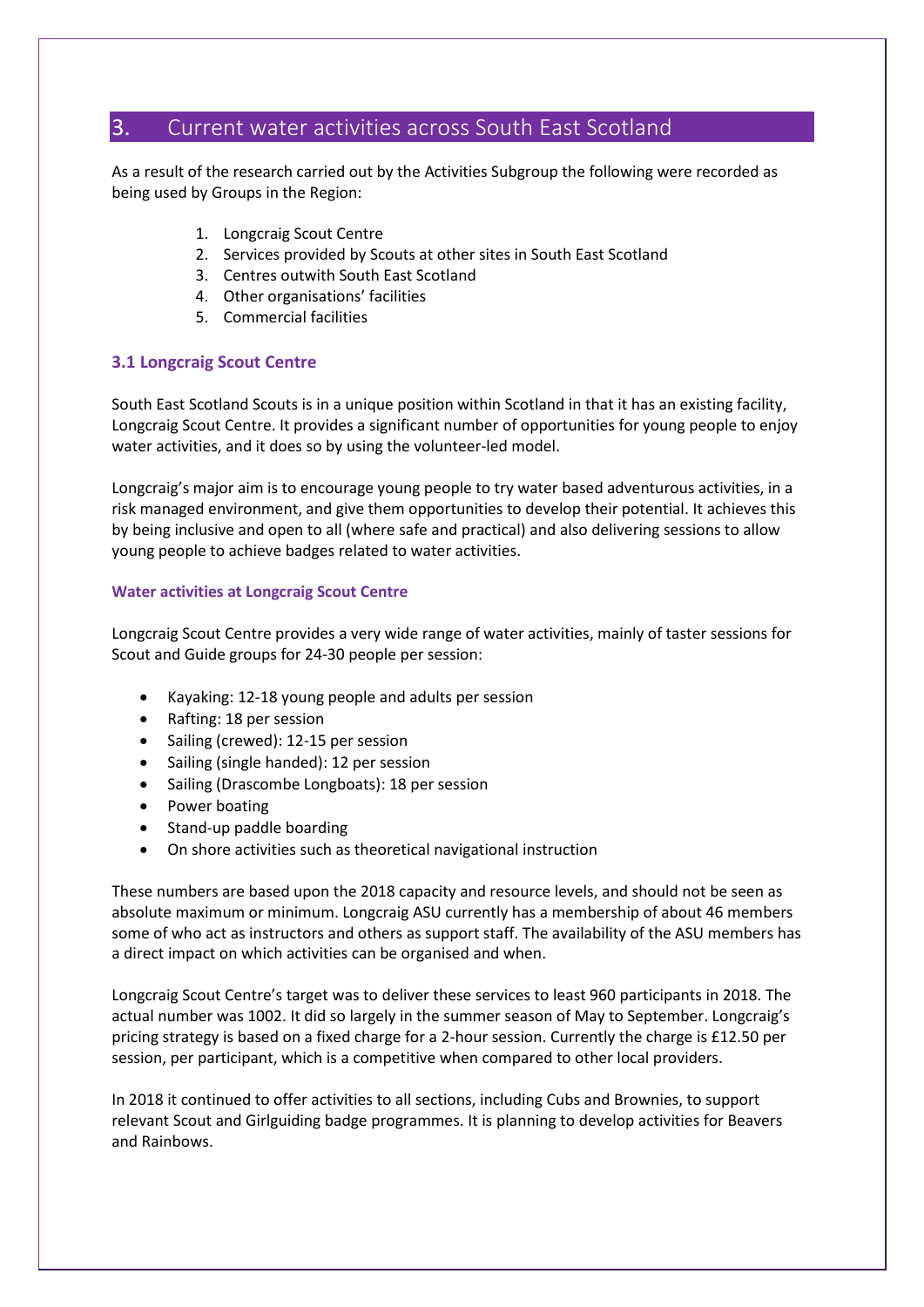## 3. Current water activities across South East Scotland

As a result of the research carried out by the Activities Subgroup the following were recorded as being used by Groups in the Region:

1. Longcraig Scout Centre
2. Services provided by Scouts at other sites in South East Scotland
3. Centres outwith South East Scotland
4. Other organisations' facilities
5. Commercial facilities

### 3.1 Longcraig Scout Centre

South East Scotland Scouts is in a unique position within Scotland in that it has an existing facility, Longcraig Scout Centre. It provides a significant number of opportunities for young people to enjoy water activities, and it does so by using the volunteer-led model.

Longcraig's major aim is to encourage young people to try water based adventurous activities, in a risk managed environment, and give them opportunities to develop their potential. It achieves this by being inclusive and open to all (where safe and practical) and also delivering sessions to allow young people to achieve badges related to water activities.

#### Water activities at Longcraig Scout Centre

Longcraig Scout Centre provides a very wide range of water activities, mainly of taster sessions for Scout and Guide groups for 24-30 people per session:

- Kayaking: 12-18 young people and adults per session
- Rafting: 18 per session
- Sailing (crewed): 12-15 per session
- Sailing (single handed): 12 per session
- Sailing (Drascombe Longboats): 18 per session
- Power boating
- Stand-up paddle boarding
- On shore activities such as theoretical navigational instruction

These numbers are based upon the 2018 capacity and resource levels, and should not be seen as absolute maximum or minimum. Longcraig ASU currently has a membership of about 46 members some of who act as instructors and others as support staff. The availability of the ASU members has a direct impact on which activities can be organised and when.

Longcraig Scout Centre's target was to deliver these services to least 960 participants in 2018. The actual number was 1002. It did so largely in the summer season of May to September. Longcraig's pricing strategy is based on a fixed charge for a 2-hour session. Currently the charge is £12.50 per session, per participant, which is a competitive when compared to other local providers.

In 2018 it continued to offer activities to all sections, including Cubs and Brownies, to support relevant Scout and Girlguiding badge programmes. It is planning to develop activities for Beavers and Rainbows.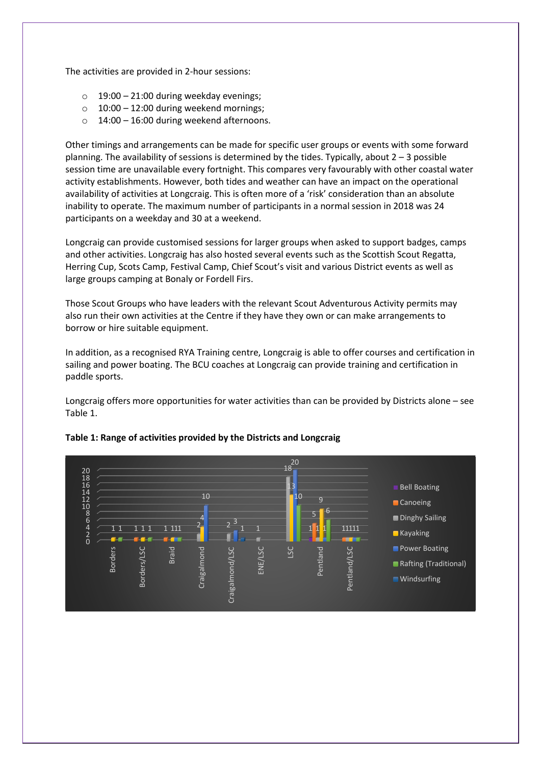The activities are provided in 2-hour sessions:

- 19:00 – 21:00 during weekday evenings;
- 10:00 – 12:00 during weekend mornings;
- 14:00 – 16:00 during weekend afternoons.

Other timings and arrangements can be made for specific user groups or events with some forward planning. The availability of sessions is determined by the tides. Typically, about 2 – 3 possible session time are unavailable every fortnight. This compares very favourably with other coastal water activity establishments. However, both tides and weather can have an impact on the operational availability of activities at Longcraig. This is often more of a 'risk' consideration than an absolute inability to operate. The maximum number of participants in a normal session in 2018 was 24 participants on a weekday and 30 at a weekend.

Longcraig can provide customised sessions for larger groups when asked to support badges, camps and other activities. Longcraig has also hosted several events such as the Scottish Scout Regatta, Herring Cup, Scots Camp, Festival Camp, Chief Scout's visit and various District events as well as large groups camping at Bonaly or Fordell Firs.

Those Scout Groups who have leaders with the relevant Scout Adventurous Activity permits may also run their own activities at the Centre if they have they own or can make arrangements to borrow or hire suitable equipment.

In addition, as a recognised RYA Training centre, Longcraig is able to offer courses and certification in sailing and power boating. The BCU coaches at Longcraig can provide training and certification in paddle sports.

Longcraig offers more opportunities for water activities than can be provided by Districts alone – see Table 1.

**Table 1: Range of activities provided by the Districts and Longcraig**

| District | Bell Boating | Canoeing | Dinghy Sailing | Kayaking | Power Boating | Rafting (Traditional) | Windsurfing |
|---|---|---|---|---|---|---|---|
| Borders | | | | 1 | | 1 | |
| Borders/LSC | | 1 | | 1 | | 1 | |
| Braid | | 1 | | 1 | 1 | 1 | |
| Craigalmond | | | 2 | 4 | 10 | | |
| Craigalmond/LSC | | | 2 | | 3 | | 1 |
| ENE/LSC | | | 1 | | | | |
| LSC | | | 18 | 13 | 20 | 10 | |
| Pentland | 1 | 5 | 1 | 9 | 1 | 6 | |
| Pentland/LSC | | 1 | 1 | 1 | 1 | 1 | |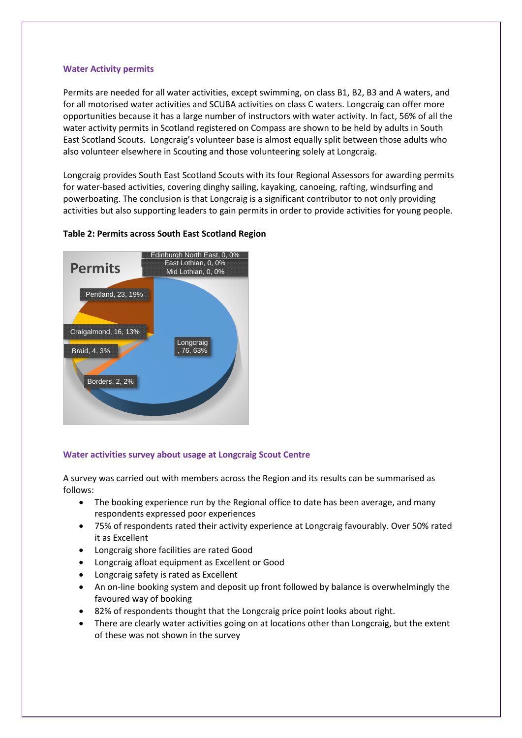**Water Activity permits**

Permits are needed for all water activities, except swimming, on class B1, B2, B3 and A waters, and for all motorised water activities and SCUBA activities on class C waters. Longcraig can offer more opportunities because it has a large number of instructors with water activity. In fact, 56% of all the water activity permits in Scotland registered on Compass are shown to be held by adults in South East Scotland Scouts. Longcraig's volunteer base is almost equally split between those adults who also volunteer elsewhere in Scouting and those volunteering solely at Longcraig.

Longcraig provides South East Scotland Scouts with its four Regional Assessors for awarding permits for water-based activities, covering dinghy sailing, kayaking, canoeing, rafting, windsurfing and powerboating. The conclusion is that Longcraig is a significant contributor to not only providing activities but also supporting leaders to gain permits in order to provide activities for young people.

**Table 2: Permits across South East Scotland Region**

Permits

- Edinburgh North East, 0, 0%
- East Lothian, 0, 0%
- Mid Lothian, 0, 0%
- Pentland, 23, 19%
- Craigalmond, 16, 13%
- Braid, 4, 3%
- Borders, 2, 2%
- Longcraig, 76, 63%

**Water activities survey about usage at Longcraig Scout Centre**

A survey was carried out with members across the Region and its results can be summarised as follows:

- The booking experience run by the Regional office to date has been average, and many respondents expressed poor experiences
- 75% of respondents rated their activity experience at Longcraig favourably. Over 50% rated it as Excellent
- Longcraig shore facilities are rated Good
- Longcraig afloat equipment as Excellent or Good
- Longcraig safety is rated as Excellent
- An on-line booking system and deposit up front followed by balance is overwhelmingly the favoured way of booking
- 82% of respondents thought that the Longcraig price point looks about right.
- There are clearly water activities going on at locations other than Longcraig, but the extent of these was not shown in the survey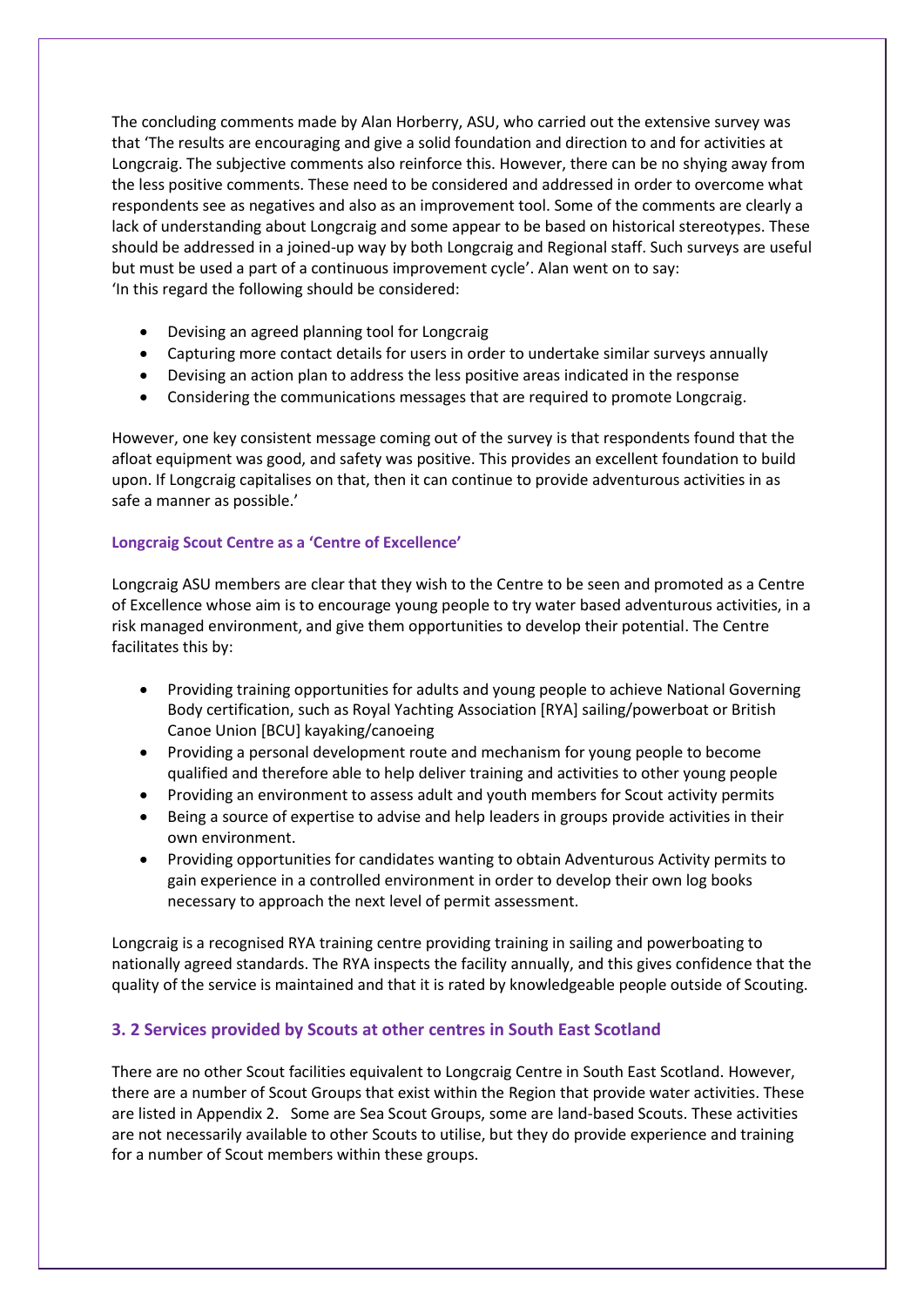The concluding comments made by Alan Horberry, ASU, who carried out the extensive survey was that 'The results are encouraging and give a solid foundation and direction to and for activities at Longcraig. The subjective comments also reinforce this. However, there can be no shying away from the less positive comments. These need to be considered and addressed in order to overcome what respondents see as negatives and also as an improvement tool. Some of the comments are clearly a lack of understanding about Longcraig and some appear to be based on historical stereotypes. These should be addressed in a joined-up way by both Longcraig and Regional staff. Such surveys are useful but must be used a part of a continuous improvement cycle'. Alan went on to say:
'In this regard the following should be considered:

- Devising an agreed planning tool for Longcraig
- Capturing more contact details for users in order to undertake similar surveys annually
- Devising an action plan to address the less positive areas indicated in the response
- Considering the communications messages that are required to promote Longcraig.

However, one key consistent message coming out of the survey is that respondents found that the afloat equipment was good, and safety was positive. This provides an excellent foundation to build upon. If Longcraig capitalises on that, then it can continue to provide adventurous activities in as safe a manner as possible.'

#### Longcraig Scout Centre as a 'Centre of Excellence'

Longcraig ASU members are clear that they wish to the Centre to be seen and promoted as a Centre of Excellence whose aim is to encourage young people to try water based adventurous activities, in a risk managed environment, and give them opportunities to develop their potential. The Centre facilitates this by:

- Providing training opportunities for adults and young people to achieve National Governing Body certification, such as Royal Yachting Association [RYA] sailing/powerboat or British Canoe Union [BCU] kayaking/canoeing
- Providing a personal development route and mechanism for young people to become qualified and therefore able to help deliver training and activities to other young people
- Providing an environment to assess adult and youth members for Scout activity permits
- Being a source of expertise to advise and help leaders in groups provide activities in their own environment.
- Providing opportunities for candidates wanting to obtain Adventurous Activity permits to gain experience in a controlled environment in order to develop their own log books necessary to approach the next level of permit assessment.

Longcraig is a recognised RYA training centre providing training in sailing and powerboating to nationally agreed standards. The RYA inspects the facility annually, and this gives confidence that the quality of the service is maintained and that it is rated by knowledgeable people outside of Scouting.

### 3. 2 Services provided by Scouts at other centres in South East Scotland

There are no other Scout facilities equivalent to Longcraig Centre in South East Scotland. However, there are a number of Scout Groups that exist within the Region that provide water activities. These are listed in Appendix 2. Some are Sea Scout Groups, some are land-based Scouts. These activities are not necessarily available to other Scouts to utilise, but they do provide experience and training for a number of Scout members within these groups.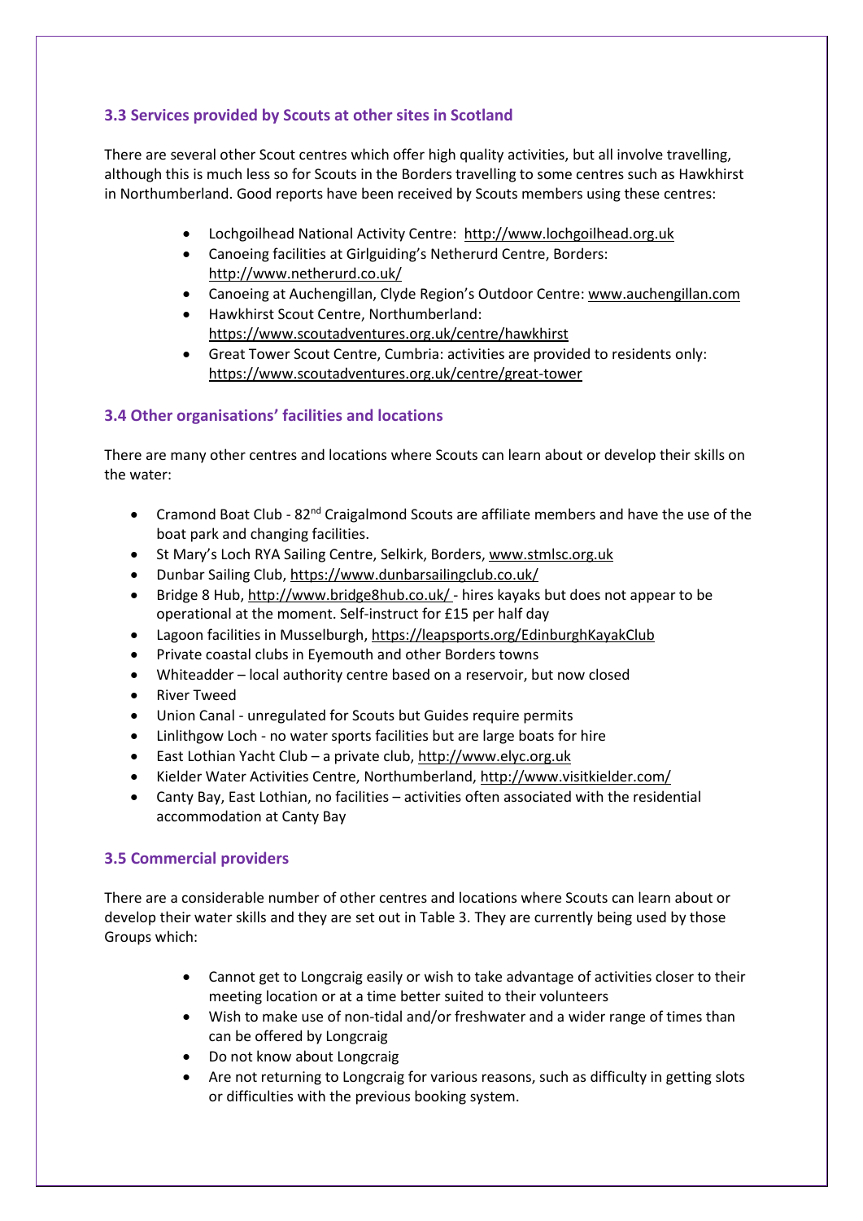### 3.3 Services provided by Scouts at other sites in Scotland

There are several other Scout centres which offer high quality activities, but all involve travelling, although this is much less so for Scouts in the Borders travelling to some centres such as Hawkhirst in Northumberland. Good reports have been received by Scouts members using these centres:

- Lochgoilhead National Activity Centre: http://www.lochgoilhead.org.uk
- Canoeing facilities at Girlguiding's Netherurd Centre, Borders: http://www.netherurd.co.uk/
- Canoeing at Auchengillan, Clyde Region's Outdoor Centre: www.auchengillan.com
- Hawkhirst Scout Centre, Northumberland: https://www.scoutadventures.org.uk/centre/hawkhirst
- Great Tower Scout Centre, Cumbria: activities are provided to residents only: https://www.scoutadventures.org.uk/centre/great-tower

### 3.4 Other organisations' facilities and locations

There are many other centres and locations where Scouts can learn about or develop their skills on the water:

- Cramond Boat Club - 82nd Craigalmond Scouts are affiliate members and have the use of the boat park and changing facilities.
- St Mary's Loch RYA Sailing Centre, Selkirk, Borders, www.stmlsc.org.uk
- Dunbar Sailing Club, https://www.dunbarsailingclub.co.uk/
- Bridge 8 Hub, http://www.bridge8hub.co.uk/ - hires kayaks but does not appear to be operational at the moment. Self-instruct for £15 per half day
- Lagoon facilities in Musselburgh, https://leapsports.org/EdinburghKayakClub
- Private coastal clubs in Eyemouth and other Borders towns
- Whiteadder – local authority centre based on a reservoir, but now closed
- River Tweed
- Union Canal - unregulated for Scouts but Guides require permits
- Linlithgow Loch - no water sports facilities but are large boats for hire
- East Lothian Yacht Club – a private club, http://www.elyc.org.uk
- Kielder Water Activities Centre, Northumberland, http://www.visitkielder.com/
- Canty Bay, East Lothian, no facilities – activities often associated with the residential accommodation at Canty Bay

### 3.5 Commercial providers

There are a considerable number of other centres and locations where Scouts can learn about or develop their water skills and they are set out in Table 3. They are currently being used by those Groups which:

- Cannot get to Longcraig easily or wish to take advantage of activities closer to their meeting location or at a time better suited to their volunteers
- Wish to make use of non-tidal and/or freshwater and a wider range of times than can be offered by Longcraig
- Do not know about Longcraig
- Are not returning to Longcraig for various reasons, such as difficulty in getting slots or difficulties with the previous booking system.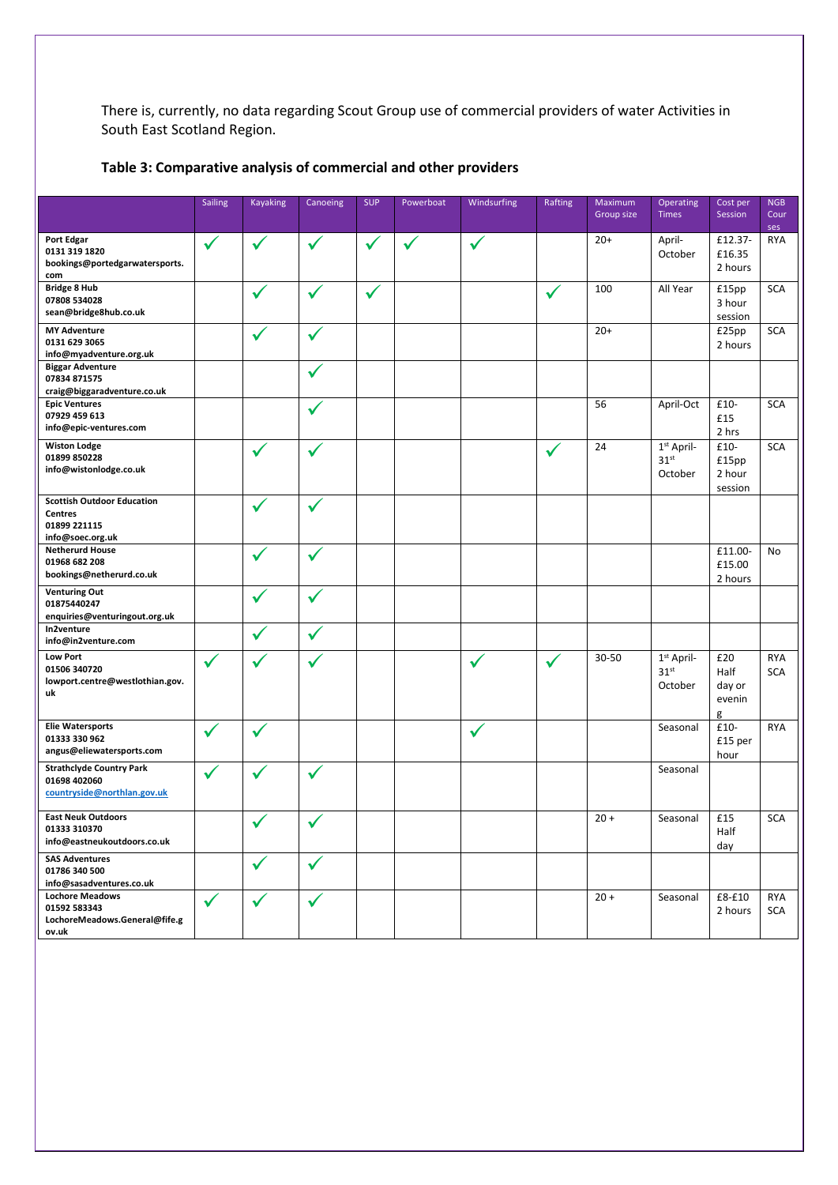There is, currently, no data regarding Scout Group use of commercial providers of water Activities in South East Scotland Region.

### Table 3: Comparative analysis of commercial and other providers

| | Sailing | Kayaking | Canoeing | SUP | Powerboat | Windsurfing | Rafting | Maximum Group size | Operating Times | Cost per Session | NGB Courses |
|---|---|---|---|---|---|---|---|---|---|---|---|
| **Port Edgar**<br>**0131 319 1820**<br>**bookings@portedgarwatersports.com** | ✓ | ✓ | ✓ | ✓ | ✓ | ✓ | | 20+ | April-October | £12.37-£16.35 2 hours | RYA |
| **Bridge 8 Hub**<br>**07808 534028**<br>**sean@bridge8hub.co.uk** | | ✓ | ✓ | ✓ | | | ✓ | 100 | All Year | £15pp 3 hour session | SCA |
| **MY Adventure**<br>**0131 629 3065**<br>**info@myadventure.org.uk** | | ✓ | ✓ | | | | | 20+ | | £25pp 2 hours | SCA |
| **Biggar Adventure**<br>**07834 871575**<br>**craig@biggaradventure.co.uk** | | | ✓ | | | | | | | | |
| **Epic Ventures**<br>**07929 459 613**<br>**info@epic-ventures.com** | | | ✓ | | | | | 56 | April-Oct | £10-£15 2 hrs | SCA |
| **Wiston Lodge**<br>**01899 850228**<br>**info@wistonlodge.co.uk** | | ✓ | ✓ | | | | ✓ | 24 | 1st April-31st October | £10-£15pp 2 hour session | SCA |
| **Scottish Outdoor Education Centres**<br>**01899 221115**<br>**info@soec.org.uk** | | ✓ | ✓ | | | | | | | | |
| **Netherurd House**<br>**01968 682 208**<br>**bookings@netherurd.co.uk** | | ✓ | ✓ | | | | | | | £11.00-£15.00 2 hours | No |
| **Venturing Out**<br>**01875440247**<br>**enquiries@venturingout.org.uk** | | ✓ | ✓ | | | | | | | | |
| **In2venture**<br>**info@in2venture.com** | | ✓ | ✓ | | | | | | | | |
| **Low Port**<br>**01506 340720**<br>**lowport.centre@westlothian.gov.uk** | ✓ | ✓ | ✓ | | | ✓ | ✓ | 30-50 | 1st April-31st October | £20 Half day or evening | RYA SCA |
| **Elie Watersports**<br>**01333 330 962**<br>**angus@eliewatersports.com** | ✓ | ✓ | | | | ✓ | | | Seasonal | £10-£15 per hour | RYA |
| **Strathclyde Country Park**<br>**01698 402060**<br>**countryside@northlan.gov.uk** | ✓ | ✓ | ✓ | | | | | | Seasonal | | |
| **East Neuk Outdoors**<br>**01333 310370**<br>**info@eastneukoutdoors.co.uk** | | ✓ | ✓ | | | | | 20 + | Seasonal | £15 Half day | SCA |
| **SAS Adventures**<br>**01786 340 500**<br>**info@sasadventures.co.uk** | | ✓ | ✓ | | | | | | | | |
| **Lochore Meadows**<br>**01592 583343**<br>**LochoreMeadows.General@fife.gov.uk** | ✓ | ✓ | ✓ | | | | | 20 + | Seasonal | £8-£10 2 hours | RYA SCA |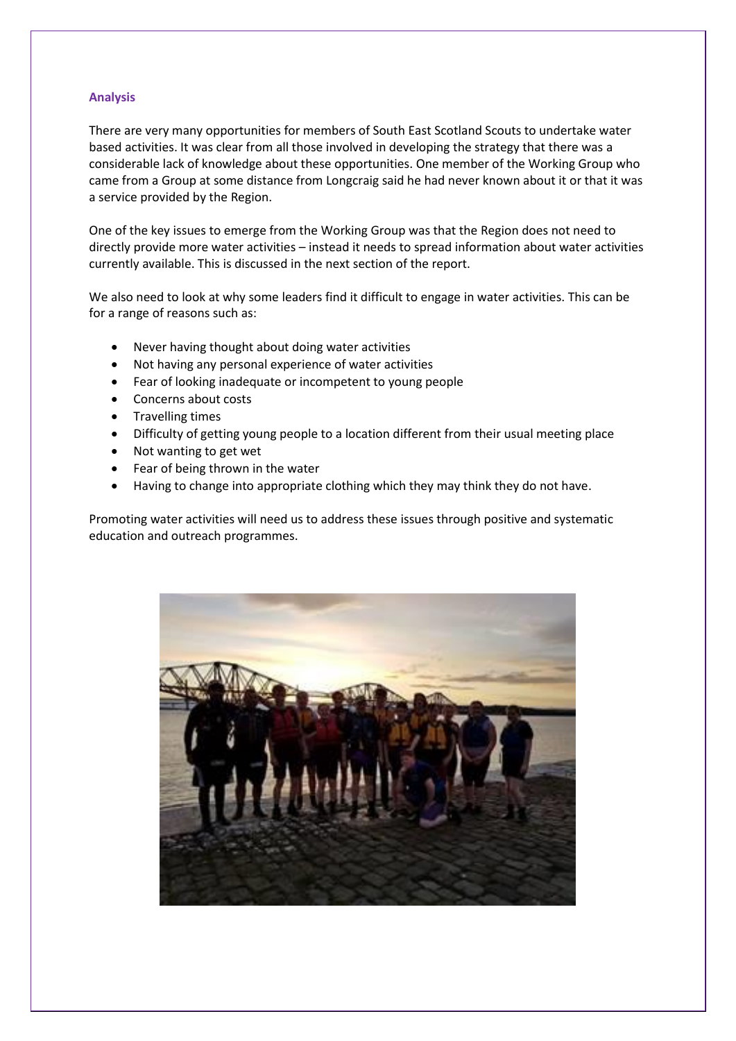## Analysis

There are very many opportunities for members of South East Scotland Scouts to undertake water based activities. It was clear from all those involved in developing the strategy that there was a considerable lack of knowledge about these opportunities. One member of the Working Group who came from a Group at some distance from Longcraig said he had never known about it or that it was a service provided by the Region.

One of the key issues to emerge from the Working Group was that the Region does not need to directly provide more water activities – instead it needs to spread information about water activities currently available. This is discussed in the next section of the report.

We also need to look at why some leaders find it difficult to engage in water activities. This can be for a range of reasons such as:

- Never having thought about doing water activities
- Not having any personal experience of water activities
- Fear of looking inadequate or incompetent to young people
- Concerns about costs
- Travelling times
- Difficulty of getting young people to a location different from their usual meeting place
- Not wanting to get wet
- Fear of being thrown in the water
- Having to change into appropriate clothing which they may think they do not have.

Promoting water activities will need us to address these issues through positive and systematic education and outreach programmes.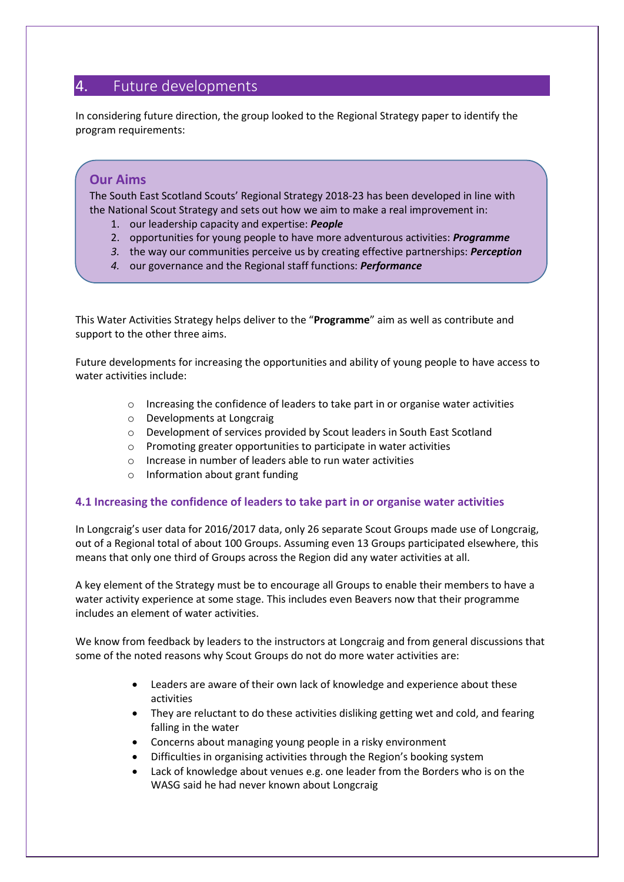## 4. Future developments

In considering future direction, the group looked to the Regional Strategy paper to identify the program requirements:

> **Our Aims**
>
> The South East Scotland Scouts' Regional Strategy 2018-23 has been developed in line with the National Scout Strategy and sets out how we aim to make a real improvement in:
>
> 1. our leadership capacity and expertise: ***People***
> 2. opportunities for young people to have more adventurous activities: ***Programme***
> 3. the way our communities perceive us by creating effective partnerships: ***Perception***
> 4. our governance and the Regional staff functions: ***Performance***

This Water Activities Strategy helps deliver to the "**Programme**" aim as well as contribute and support to the other three aims.

Future developments for increasing the opportunities and ability of young people to have access to water activities include:

- Increasing the confidence of leaders to take part in or organise water activities
- Developments at Longcraig
- Development of services provided by Scout leaders in South East Scotland
- Promoting greater opportunities to participate in water activities
- Increase in number of leaders able to run water activities
- Information about grant funding

### 4.1 Increasing the confidence of leaders to take part in or organise water activities

In Longcraig's user data for 2016/2017 data, only 26 separate Scout Groups made use of Longcraig, out of a Regional total of about 100 Groups. Assuming even 13 Groups participated elsewhere, this means that only one third of Groups across the Region did any water activities at all.

A key element of the Strategy must be to encourage all Groups to enable their members to have a water activity experience at some stage. This includes even Beavers now that their programme includes an element of water activities.

We know from feedback by leaders to the instructors at Longcraig and from general discussions that some of the noted reasons why Scout Groups do not do more water activities are:

- Leaders are aware of their own lack of knowledge and experience about these activities
- They are reluctant to do these activities disliking getting wet and cold, and fearing falling in the water
- Concerns about managing young people in a risky environment
- Difficulties in organising activities through the Region's booking system
- Lack of knowledge about venues e.g. one leader from the Borders who is on the WASG said he had never known about Longcraig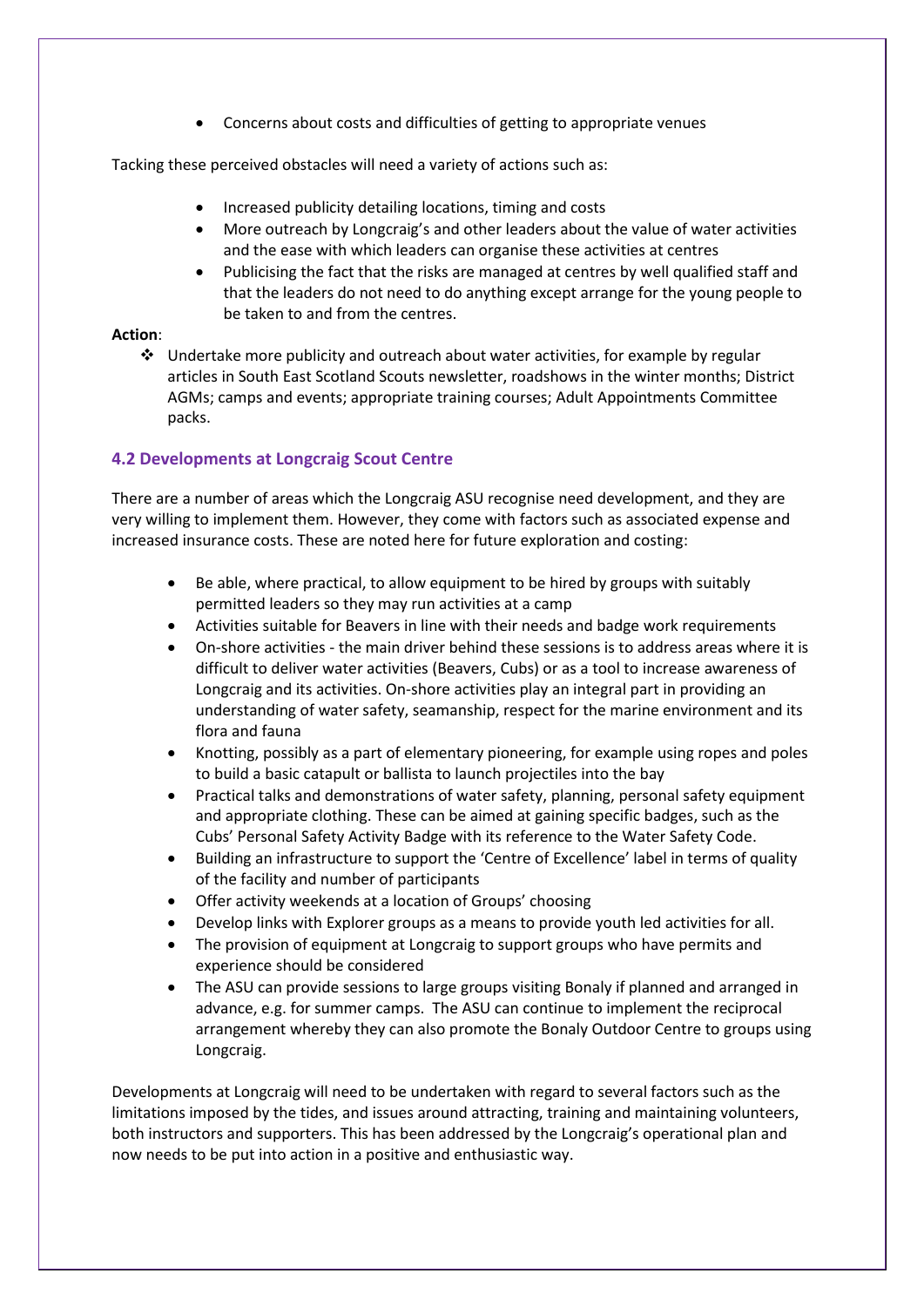- Concerns about costs and difficulties of getting to appropriate venues

Tacking these perceived obstacles will need a variety of actions such as:

- Increased publicity detailing locations, timing and costs
- More outreach by Longcraig's and other leaders about the value of water activities and the ease with which leaders can organise these activities at centres
- Publicising the fact that the risks are managed at centres by well qualified staff and that the leaders do not need to do anything except arrange for the young people to be taken to and from the centres.

**Action**:

- ❖ Undertake more publicity and outreach about water activities, for example by regular articles in South East Scotland Scouts newsletter, roadshows in the winter months; District AGMs; camps and events; appropriate training courses; Adult Appointments Committee packs.

### 4.2 Developments at Longcraig Scout Centre

There are a number of areas which the Longcraig ASU recognise need development, and they are very willing to implement them. However, they come with factors such as associated expense and increased insurance costs. These are noted here for future exploration and costing:

- Be able, where practical, to allow equipment to be hired by groups with suitably permitted leaders so they may run activities at a camp
- Activities suitable for Beavers in line with their needs and badge work requirements
- On-shore activities - the main driver behind these sessions is to address areas where it is difficult to deliver water activities (Beavers, Cubs) or as a tool to increase awareness of Longcraig and its activities. On-shore activities play an integral part in providing an understanding of water safety, seamanship, respect for the marine environment and its flora and fauna
- Knotting, possibly as a part of elementary pioneering, for example using ropes and poles to build a basic catapult or ballista to launch projectiles into the bay
- Practical talks and demonstrations of water safety, planning, personal safety equipment and appropriate clothing. These can be aimed at gaining specific badges, such as the Cubs' Personal Safety Activity Badge with its reference to the Water Safety Code.
- Building an infrastructure to support the 'Centre of Excellence' label in terms of quality of the facility and number of participants
- Offer activity weekends at a location of Groups' choosing
- Develop links with Explorer groups as a means to provide youth led activities for all.
- The provision of equipment at Longcraig to support groups who have permits and experience should be considered
- The ASU can provide sessions to large groups visiting Bonaly if planned and arranged in advance, e.g. for summer camps. The ASU can continue to implement the reciprocal arrangement whereby they can also promote the Bonaly Outdoor Centre to groups using Longcraig.

Developments at Longcraig will need to be undertaken with regard to several factors such as the limitations imposed by the tides, and issues around attracting, training and maintaining volunteers, both instructors and supporters. This has been addressed by the Longcraig's operational plan and now needs to be put into action in a positive and enthusiastic way.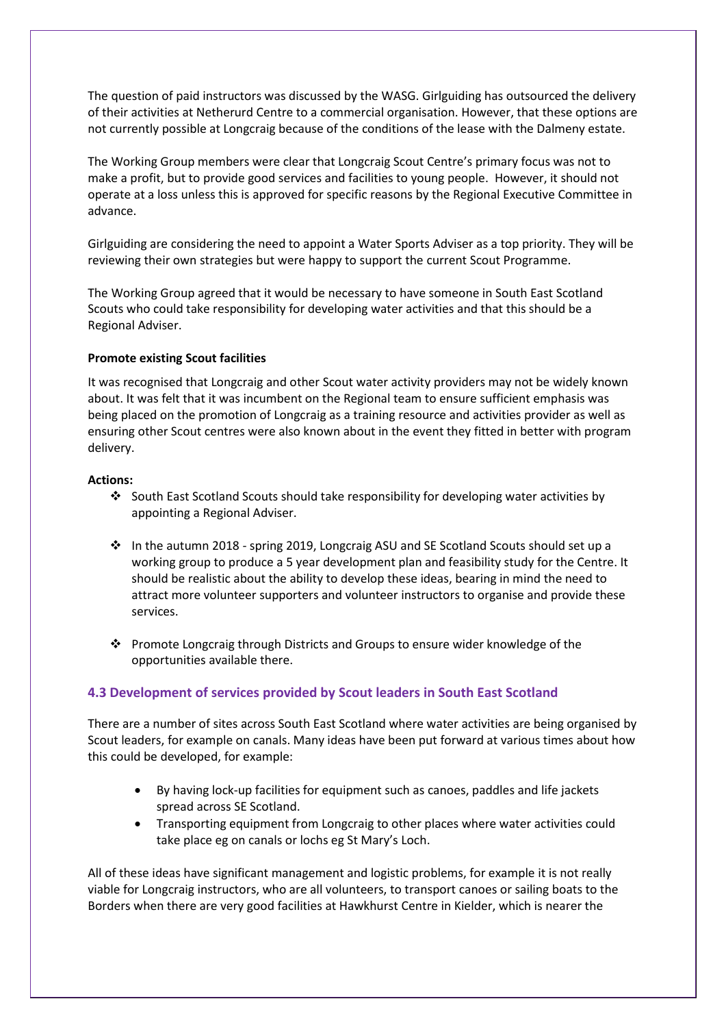The question of paid instructors was discussed by the WASG. Girlguiding has outsourced the delivery of their activities at Netherurd Centre to a commercial organisation. However, that these options are not currently possible at Longcraig because of the conditions of the lease with the Dalmeny estate.

The Working Group members were clear that Longcraig Scout Centre's primary focus was not to make a profit, but to provide good services and facilities to young people. However, it should not operate at a loss unless this is approved for specific reasons by the Regional Executive Committee in advance.

Girlguiding are considering the need to appoint a Water Sports Adviser as a top priority. They will be reviewing their own strategies but were happy to support the current Scout Programme.

The Working Group agreed that it would be necessary to have someone in South East Scotland Scouts who could take responsibility for developing water activities and that this should be a Regional Adviser.

**Promote existing Scout facilities**

It was recognised that Longcraig and other Scout water activity providers may not be widely known about. It was felt that it was incumbent on the Regional team to ensure sufficient emphasis was being placed on the promotion of Longcraig as a training resource and activities provider as well as ensuring other Scout centres were also known about in the event they fitted in better with program delivery.

**Actions:**

- South East Scotland Scouts should take responsibility for developing water activities by appointing a Regional Adviser.
- In the autumn 2018 - spring 2019, Longcraig ASU and SE Scotland Scouts should set up a working group to produce a 5 year development plan and feasibility study for the Centre. It should be realistic about the ability to develop these ideas, bearing in mind the need to attract more volunteer supporters and volunteer instructors to organise and provide these services.
- Promote Longcraig through Districts and Groups to ensure wider knowledge of the opportunities available there.

### 4.3 Development of services provided by Scout leaders in South East Scotland

There are a number of sites across South East Scotland where water activities are being organised by Scout leaders, for example on canals. Many ideas have been put forward at various times about how this could be developed, for example:

- By having lock-up facilities for equipment such as canoes, paddles and life jackets spread across SE Scotland.
- Transporting equipment from Longcraig to other places where water activities could take place eg on canals or lochs eg St Mary's Loch.

All of these ideas have significant management and logistic problems, for example it is not really viable for Longcraig instructors, who are all volunteers, to transport canoes or sailing boats to the Borders when there are very good facilities at Hawkhurst Centre in Kielder, which is nearer the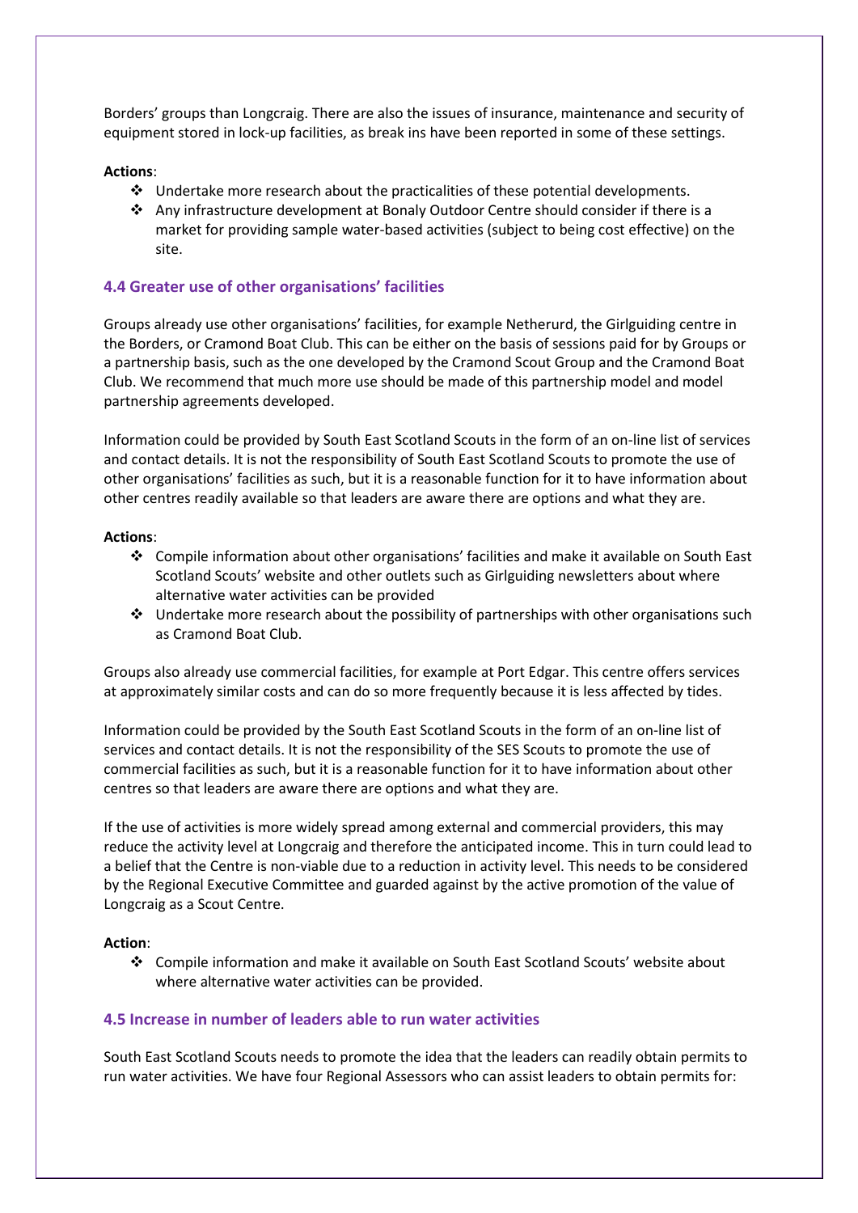Borders' groups than Longcraig. There are also the issues of insurance, maintenance and security of equipment stored in lock-up facilities, as break ins have been reported in some of these settings.

**Actions**:

- Undertake more research about the practicalities of these potential developments.
- Any infrastructure development at Bonaly Outdoor Centre should consider if there is a market for providing sample water-based activities (subject to being cost effective) on the site.

### 4.4 Greater use of other organisations' facilities

Groups already use other organisations' facilities, for example Netherurd, the Girlguiding centre in the Borders, or Cramond Boat Club. This can be either on the basis of sessions paid for by Groups or a partnership basis, such as the one developed by the Cramond Scout Group and the Cramond Boat Club. We recommend that much more use should be made of this partnership model and model partnership agreements developed.

Information could be provided by South East Scotland Scouts in the form of an on-line list of services and contact details. It is not the responsibility of South East Scotland Scouts to promote the use of other organisations' facilities as such, but it is a reasonable function for it to have information about other centres readily available so that leaders are aware there are options and what they are.

**Actions**:

- Compile information about other organisations' facilities and make it available on South East Scotland Scouts' website and other outlets such as Girlguiding newsletters about where alternative water activities can be provided
- Undertake more research about the possibility of partnerships with other organisations such as Cramond Boat Club.

Groups also already use commercial facilities, for example at Port Edgar. This centre offers services at approximately similar costs and can do so more frequently because it is less affected by tides.

Information could be provided by the South East Scotland Scouts in the form of an on-line list of services and contact details. It is not the responsibility of the SES Scouts to promote the use of commercial facilities as such, but it is a reasonable function for it to have information about other centres so that leaders are aware there are options and what they are.

If the use of activities is more widely spread among external and commercial providers, this may reduce the activity level at Longcraig and therefore the anticipated income. This in turn could lead to a belief that the Centre is non-viable due to a reduction in activity level. This needs to be considered by the Regional Executive Committee and guarded against by the active promotion of the value of Longcraig as a Scout Centre.

**Action**:

- Compile information and make it available on South East Scotland Scouts' website about where alternative water activities can be provided.

### 4.5 Increase in number of leaders able to run water activities

South East Scotland Scouts needs to promote the idea that the leaders can readily obtain permits to run water activities. We have four Regional Assessors who can assist leaders to obtain permits for: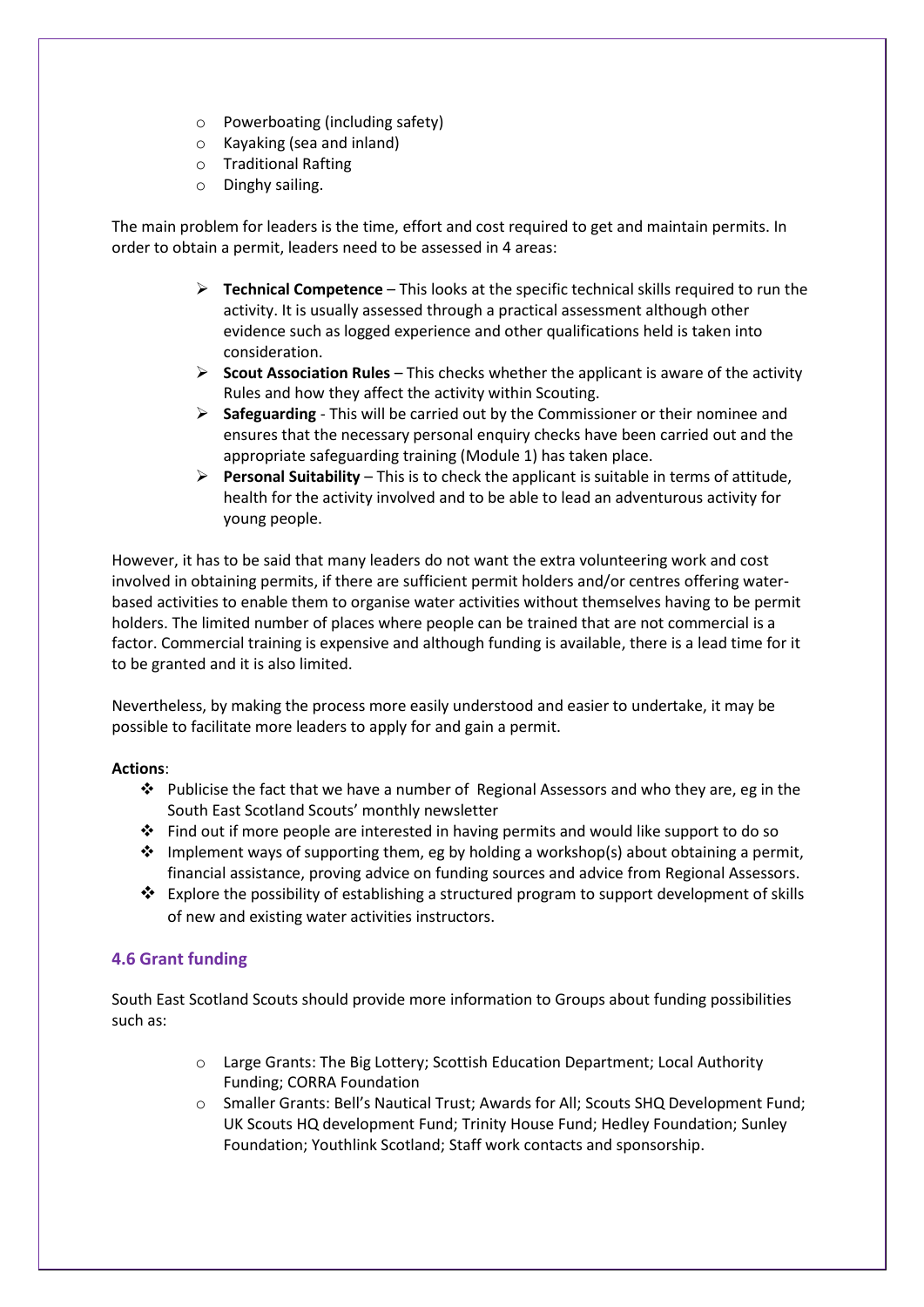- Powerboating (including safety)
- Kayaking (sea and inland)
- Traditional Rafting
- Dinghy sailing.

The main problem for leaders is the time, effort and cost required to get and maintain permits. In order to obtain a permit, leaders need to be assessed in 4 areas:

- **Technical Competence** – This looks at the specific technical skills required to run the activity. It is usually assessed through a practical assessment although other evidence such as logged experience and other qualifications held is taken into consideration.
- **Scout Association Rules** – This checks whether the applicant is aware of the activity Rules and how they affect the activity within Scouting.
- **Safeguarding** - This will be carried out by the Commissioner or their nominee and ensures that the necessary personal enquiry checks have been carried out and the appropriate safeguarding training (Module 1) has taken place.
- **Personal Suitability** – This is to check the applicant is suitable in terms of attitude, health for the activity involved and to be able to lead an adventurous activity for young people.

However, it has to be said that many leaders do not want the extra volunteering work and cost involved in obtaining permits, if there are sufficient permit holders and/or centres offering water-based activities to enable them to organise water activities without themselves having to be permit holders. The limited number of places where people can be trained that are not commercial is a factor. Commercial training is expensive and although funding is available, there is a lead time for it to be granted and it is also limited.

Nevertheless, by making the process more easily understood and easier to undertake, it may be possible to facilitate more leaders to apply for and gain a permit.

**Actions**:

- Publicise the fact that we have a number of Regional Assessors and who they are, eg in the South East Scotland Scouts' monthly newsletter
- Find out if more people are interested in having permits and would like support to do so
- Implement ways of supporting them, eg by holding a workshop(s) about obtaining a permit, financial assistance, proving advice on funding sources and advice from Regional Assessors.
- Explore the possibility of establishing a structured program to support development of skills of new and existing water activities instructors.

### 4.6 Grant funding

South East Scotland Scouts should provide more information to Groups about funding possibilities such as:

- Large Grants: The Big Lottery; Scottish Education Department; Local Authority Funding; CORRA Foundation
- Smaller Grants: Bell's Nautical Trust; Awards for All; Scouts SHQ Development Fund; UK Scouts HQ development Fund; Trinity House Fund; Hedley Foundation; Sunley Foundation; Youthlink Scotland; Staff work contacts and sponsorship.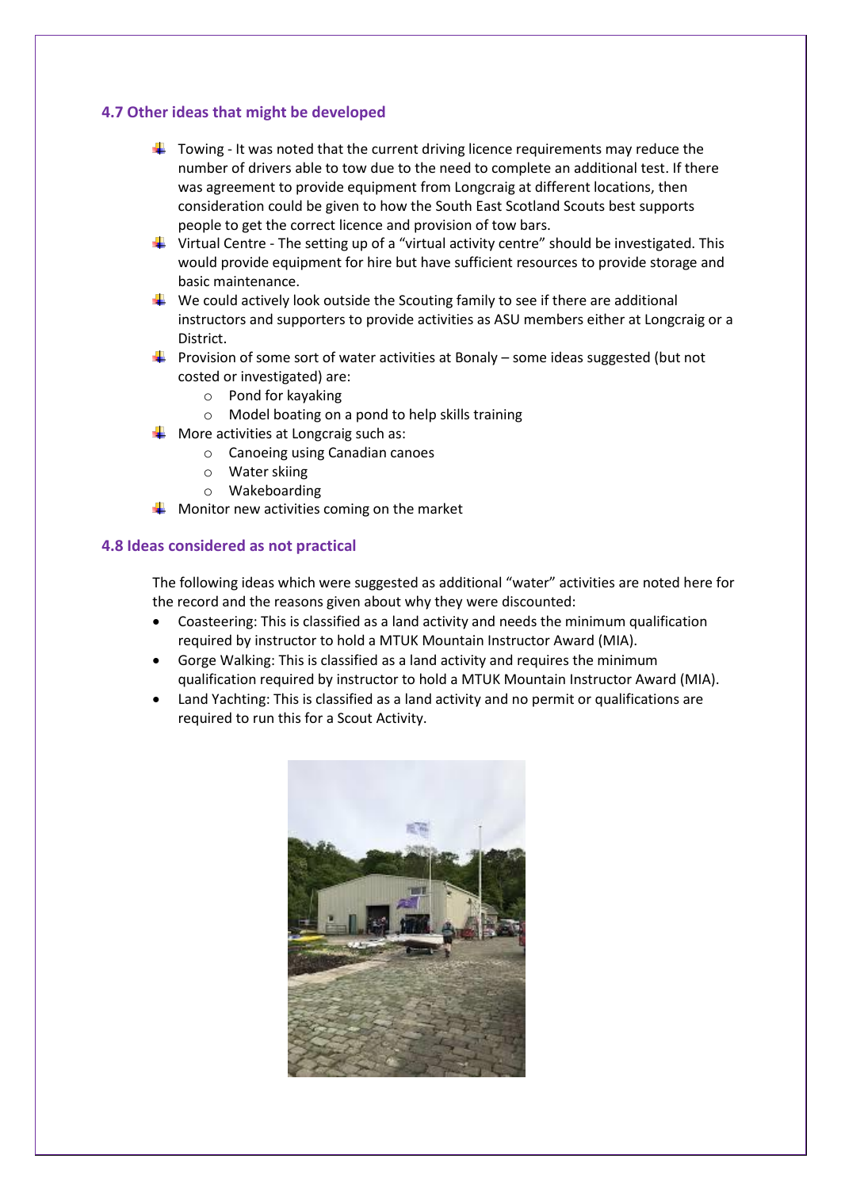### 4.7 Other ideas that might be developed

- Towing - It was noted that the current driving licence requirements may reduce the number of drivers able to tow due to the need to complete an additional test. If there was agreement to provide equipment from Longcraig at different locations, then consideration could be given to how the South East Scotland Scouts best supports people to get the correct licence and provision of tow bars.
- Virtual Centre - The setting up of a "virtual activity centre" should be investigated. This would provide equipment for hire but have sufficient resources to provide storage and basic maintenance.
- We could actively look outside the Scouting family to see if there are additional instructors and supporters to provide activities as ASU members either at Longcraig or a District.
- Provision of some sort of water activities at Bonaly – some ideas suggested (but not costed or investigated) are:
  - Pond for kayaking
  - Model boating on a pond to help skills training
- More activities at Longcraig such as:
  - Canoeing using Canadian canoes
  - Water skiing
  - Wakeboarding
- Monitor new activities coming on the market

### 4.8 Ideas considered as not practical

The following ideas which were suggested as additional "water" activities are noted here for the record and the reasons given about why they were discounted:

- Coasteering: This is classified as a land activity and needs the minimum qualification required by instructor to hold a MTUK Mountain Instructor Award (MIA).
- Gorge Walking: This is classified as a land activity and requires the minimum qualification required by instructor to hold a MTUK Mountain Instructor Award (MIA).
- Land Yachting: This is classified as a land activity and no permit or qualifications are required to run this for a Scout Activity.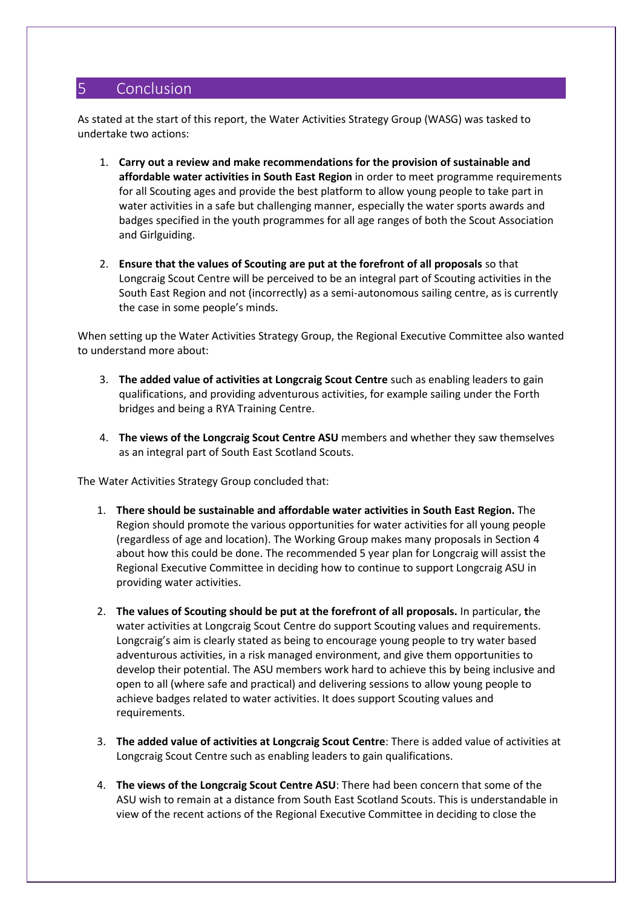## 5 Conclusion

As stated at the start of this report, the Water Activities Strategy Group (WASG) was tasked to undertake two actions:

1. **Carry out a review and make recommendations for the provision of sustainable and affordable water activities in South East Region** in order to meet programme requirements for all Scouting ages and provide the best platform to allow young people to take part in water activities in a safe but challenging manner, especially the water sports awards and badges specified in the youth programmes for all age ranges of both the Scout Association and Girlguiding.

2. **Ensure that the values of Scouting are put at the forefront of all proposals** so that Longcraig Scout Centre will be perceived to be an integral part of Scouting activities in the South East Region and not (incorrectly) as a semi-autonomous sailing centre, as is currently the case in some people's minds.

When setting up the Water Activities Strategy Group, the Regional Executive Committee also wanted to understand more about:

3. **The added value of activities at Longcraig Scout Centre** such as enabling leaders to gain qualifications, and providing adventurous activities, for example sailing under the Forth bridges and being a RYA Training Centre.

4. **The views of the Longcraig Scout Centre ASU** members and whether they saw themselves as an integral part of South East Scotland Scouts.

The Water Activities Strategy Group concluded that:

1. **There should be sustainable and affordable water activities in South East Region.** The Region should promote the various opportunities for water activities for all young people (regardless of age and location). The Working Group makes many proposals in Section 4 about how this could be done. The recommended 5 year plan for Longcraig will assist the Regional Executive Committee in deciding how to continue to support Longcraig ASU in providing water activities.

2. **The values of Scouting should be put at the forefront of all proposals.** In particular, the water activities at Longcraig Scout Centre do support Scouting values and requirements. Longcraig's aim is clearly stated as being to encourage young people to try water based adventurous activities, in a risk managed environment, and give them opportunities to develop their potential. The ASU members work hard to achieve this by being inclusive and open to all (where safe and practical) and delivering sessions to allow young people to achieve badges related to water activities. It does support Scouting values and requirements.

3. **The added value of activities at Longcraig Scout Centre**: There is added value of activities at Longcraig Scout Centre such as enabling leaders to gain qualifications.

4. **The views of the Longcraig Scout Centre ASU**: There had been concern that some of the ASU wish to remain at a distance from South East Scotland Scouts. This is understandable in view of the recent actions of the Regional Executive Committee in deciding to close the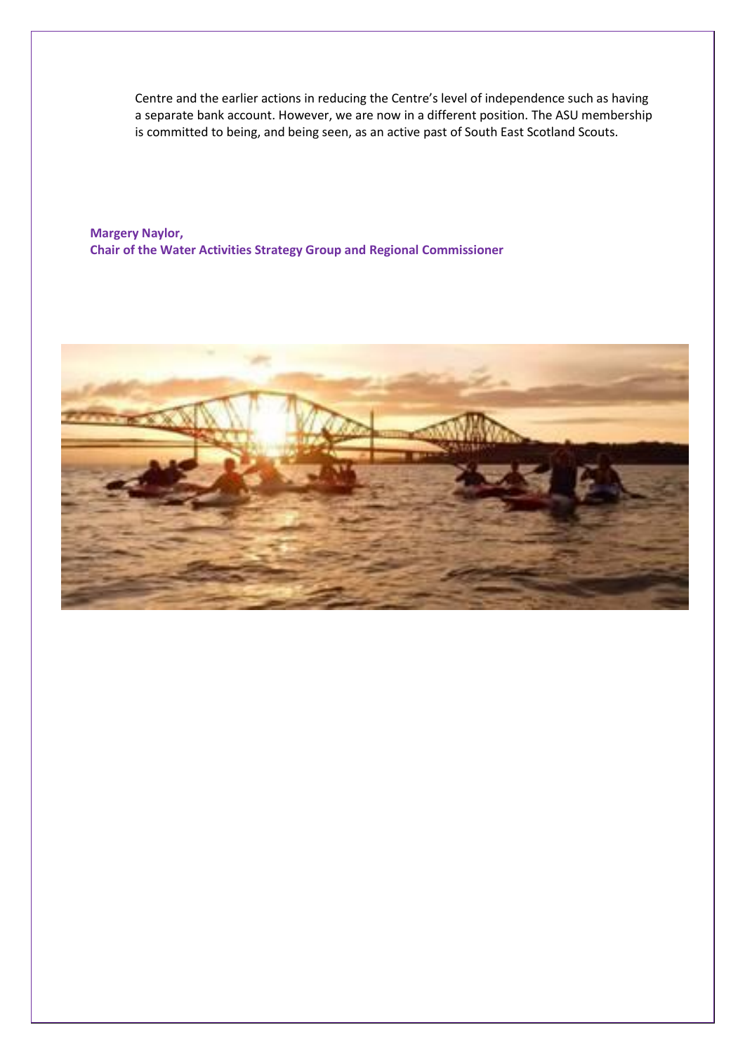Centre and the earlier actions in reducing the Centre's level of independence such as having a separate bank account. However, we are now in a different position. The ASU membership is committed to being, and being seen, as an active past of South East Scotland Scouts.

**Margery Naylor,**
**Chair of the Water Activities Strategy Group and Regional Commissioner**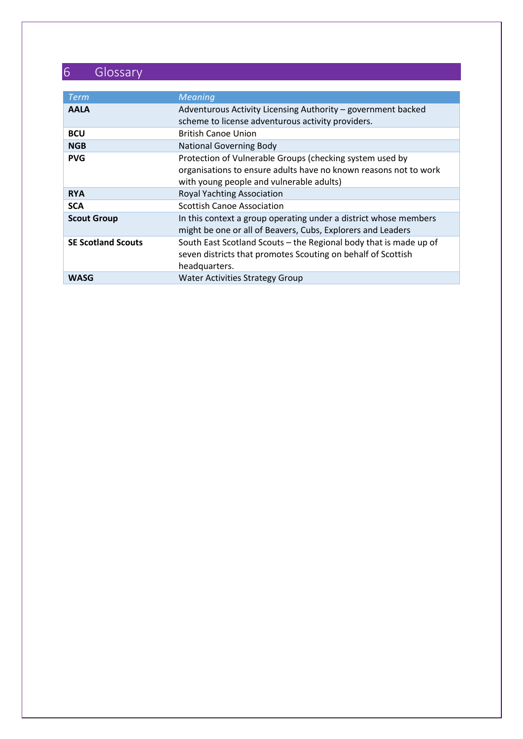# 6 Glossary

| *Term* | *Meaning* |
|---|---|
| **AALA** | Adventurous Activity Licensing Authority – government backed scheme to license adventurous activity providers. |
| **BCU** | British Canoe Union |
| **NGB** | National Governing Body |
| **PVG** | Protection of Vulnerable Groups (checking system used by organisations to ensure adults have no known reasons not to work with young people and vulnerable adults) |
| **RYA** | Royal Yachting Association |
| **SCA** | Scottish Canoe Association |
| **Scout Group** | In this context a group operating under a district whose members might be one or all of Beavers, Cubs, Explorers and Leaders |
| **SE Scotland Scouts** | South East Scotland Scouts – the Regional body that is made up of seven districts that promotes Scouting on behalf of Scottish headquarters. |
| **WASG** | Water Activities Strategy Group |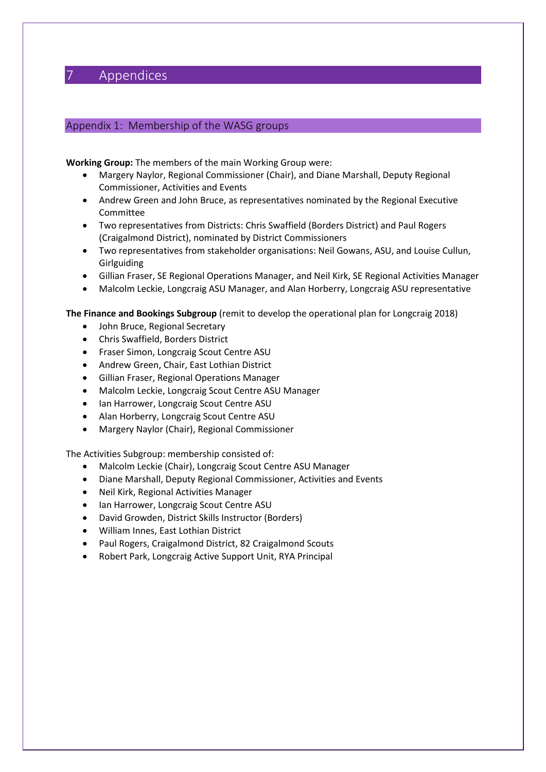# 7 Appendices

## Appendix 1: Membership of the WASG groups

**Working Group:** The members of the main Working Group were:

- Margery Naylor, Regional Commissioner (Chair), and Diane Marshall, Deputy Regional Commissioner, Activities and Events
- Andrew Green and John Bruce, as representatives nominated by the Regional Executive Committee
- Two representatives from Districts: Chris Swaffield (Borders District) and Paul Rogers (Craigalmond District), nominated by District Commissioners
- Two representatives from stakeholder organisations: Neil Gowans, ASU, and Louise Cullun, Girlguiding
- Gillian Fraser, SE Regional Operations Manager, and Neil Kirk, SE Regional Activities Manager
- Malcolm Leckie, Longcraig ASU Manager, and Alan Horberry, Longcraig ASU representative

**The Finance and Bookings Subgroup** (remit to develop the operational plan for Longcraig 2018)

- John Bruce, Regional Secretary
- Chris Swaffield, Borders District
- Fraser Simon, Longcraig Scout Centre ASU
- Andrew Green, Chair, East Lothian District
- Gillian Fraser, Regional Operations Manager
- Malcolm Leckie, Longcraig Scout Centre ASU Manager
- Ian Harrower, Longcraig Scout Centre ASU
- Alan Horberry, Longcraig Scout Centre ASU
- Margery Naylor (Chair), Regional Commissioner

The Activities Subgroup: membership consisted of:

- Malcolm Leckie (Chair), Longcraig Scout Centre ASU Manager
- Diane Marshall, Deputy Regional Commissioner, Activities and Events
- Neil Kirk, Regional Activities Manager
- Ian Harrower, Longcraig Scout Centre ASU
- David Growden, District Skills Instructor (Borders)
- William Innes, East Lothian District
- Paul Rogers, Craigalmond District, 82 Craigalmond Scouts
- Robert Park, Longcraig Active Support Unit, RYA Principal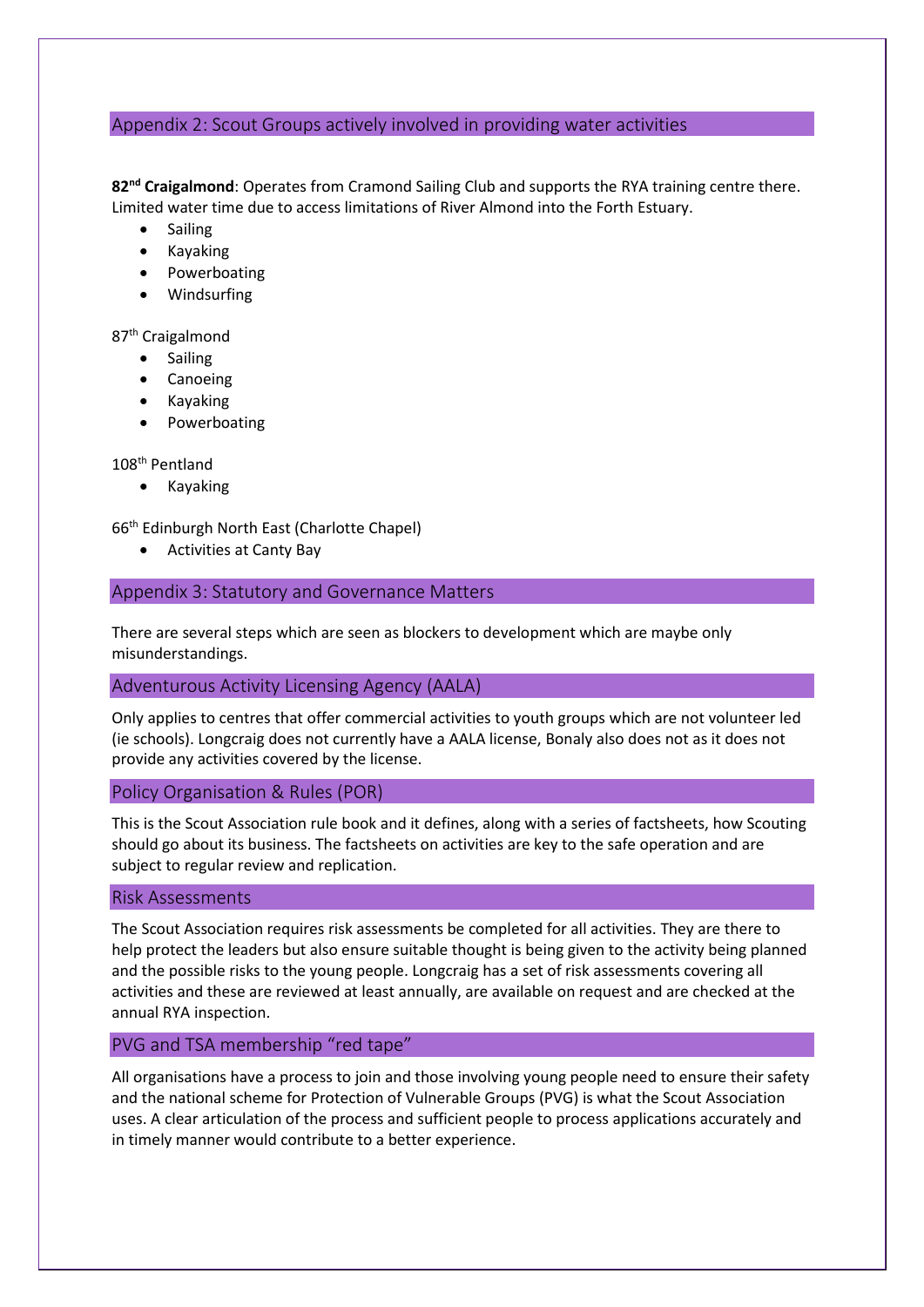## Appendix 2: Scout Groups actively involved in providing water activities

**82nd Craigalmond**: Operates from Cramond Sailing Club and supports the RYA training centre there. Limited water time due to access limitations of River Almond into the Forth Estuary.

- Sailing
- Kayaking
- Powerboating
- Windsurfing

87th Craigalmond

- Sailing
- Canoeing
- Kayaking
- Powerboating

108th Pentland

- Kayaking

66th Edinburgh North East (Charlotte Chapel)

- Activities at Canty Bay

## Appendix 3: Statutory and Governance Matters

There are several steps which are seen as blockers to development which are maybe only misunderstandings.

### Adventurous Activity Licensing Agency (AALA)

Only applies to centres that offer commercial activities to youth groups which are not volunteer led (ie schools). Longcraig does not currently have a AALA license, Bonaly also does not as it does not provide any activities covered by the license.

### Policy Organisation & Rules (POR)

This is the Scout Association rule book and it defines, along with a series of factsheets, how Scouting should go about its business. The factsheets on activities are key to the safe operation and are subject to regular review and replication.

### Risk Assessments

The Scout Association requires risk assessments be completed for all activities. They are there to help protect the leaders but also ensure suitable thought is being given to the activity being planned and the possible risks to the young people. Longcraig has a set of risk assessments covering all activities and these are reviewed at least annually, are available on request and are checked at the annual RYA inspection.

### PVG and TSA membership "red tape"

All organisations have a process to join and those involving young people need to ensure their safety and the national scheme for Protection of Vulnerable Groups (PVG) is what the Scout Association uses. A clear articulation of the process and sufficient people to process applications accurately and in timely manner would contribute to a better experience.